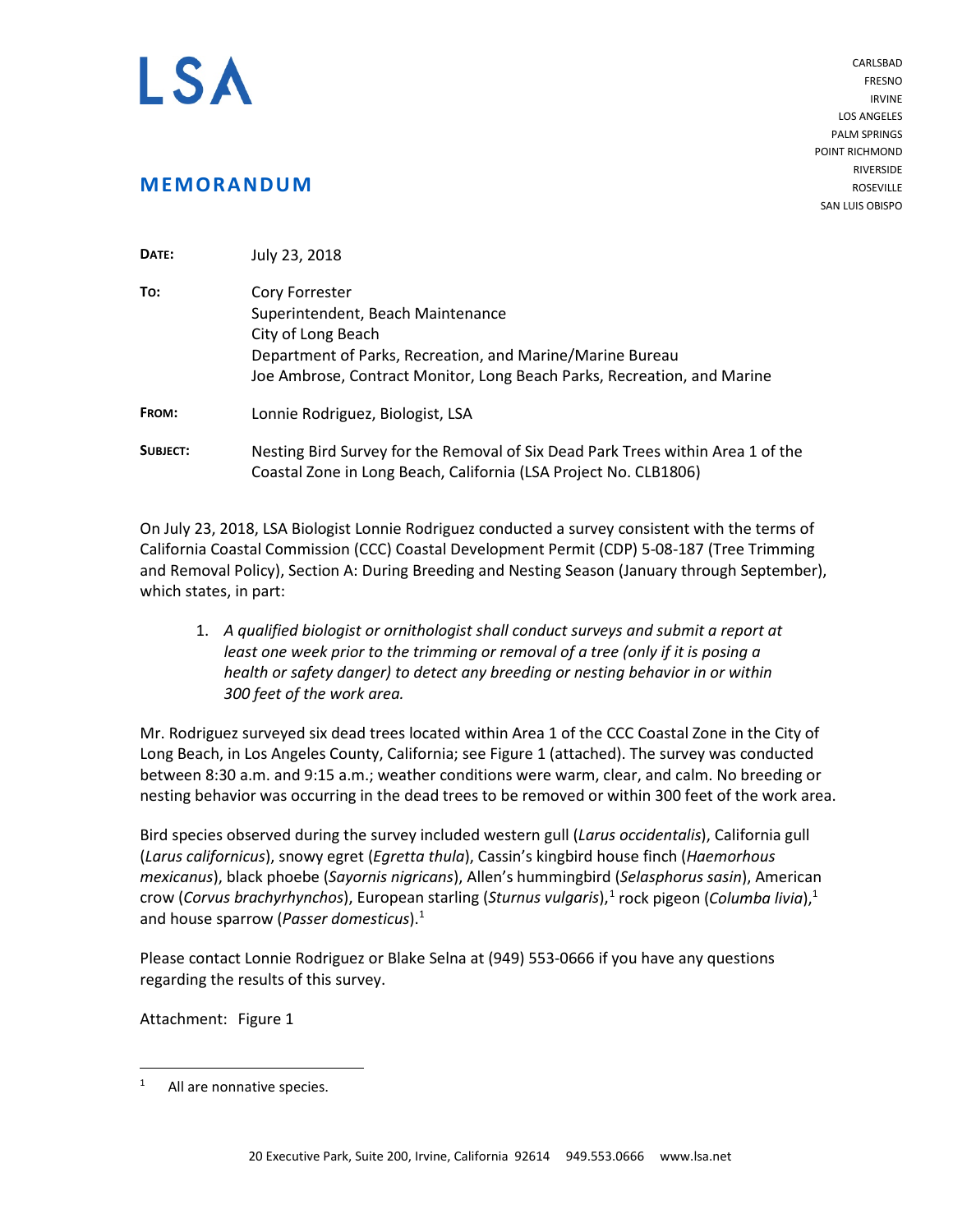# LSA

CARLSBAD
FRESNO
IRVINE
LOS ANGELES
PALM SPRINGS
POINT RICHMOND
RIVERSIDE
ROSEVILLE
SAN LUIS OBISPO

## MEMORANDUM

**DATE:** July 23, 2018

**TO:** Cory Forrester
Superintendent, Beach Maintenance
City of Long Beach
Department of Parks, Recreation, and Marine/Marine Bureau
Joe Ambrose, Contract Monitor, Long Beach Parks, Recreation, and Marine

**FROM:** Lonnie Rodriguez, Biologist, LSA

**SUBJECT:** Nesting Bird Survey for the Removal of Six Dead Park Trees within Area 1 of the Coastal Zone in Long Beach, California (LSA Project No. CLB1806)

On July 23, 2018, LSA Biologist Lonnie Rodriguez conducted a survey consistent with the terms of California Coastal Commission (CCC) Coastal Development Permit (CDP) 5-08-187 (Tree Trimming and Removal Policy), Section A: During Breeding and Nesting Season (January through September), which states, in part:

1. *A qualified biologist or ornithologist shall conduct surveys and submit a report at least one week prior to the trimming or removal of a tree (only if it is posing a health or safety danger) to detect any breeding or nesting behavior in or within 300 feet of the work area.*

Mr. Rodriguez surveyed six dead trees located within Area 1 of the CCC Coastal Zone in the City of Long Beach, in Los Angeles County, California; see Figure 1 (attached). The survey was conducted between 8:30 a.m. and 9:15 a.m.; weather conditions were warm, clear, and calm. No breeding or nesting behavior was occurring in the dead trees to be removed or within 300 feet of the work area.

Bird species observed during the survey included western gull (*Larus occidentalis*), California gull (*Larus californicus*), snowy egret (*Egretta thula*), Cassin's kingbird house finch (*Haemorhous mexicanus*), black phoebe (*Sayornis nigricans*), Allen's hummingbird (*Selasphorus sasin*), American crow (*Corvus brachyrhynchos*), European starling (*Sturnus vulgaris*),[1] rock pigeon (*Columba livia*),[1] and house sparrow (*Passer domesticus*).[1]

Please contact Lonnie Rodriguez or Blake Selna at (949) 553-0666 if you have any questions regarding the results of this survey.

Attachment: Figure 1

[1] All are nonnative species.

20 Executive Park, Suite 200, Irvine, California 92614 949.553.0666 www.lsa.net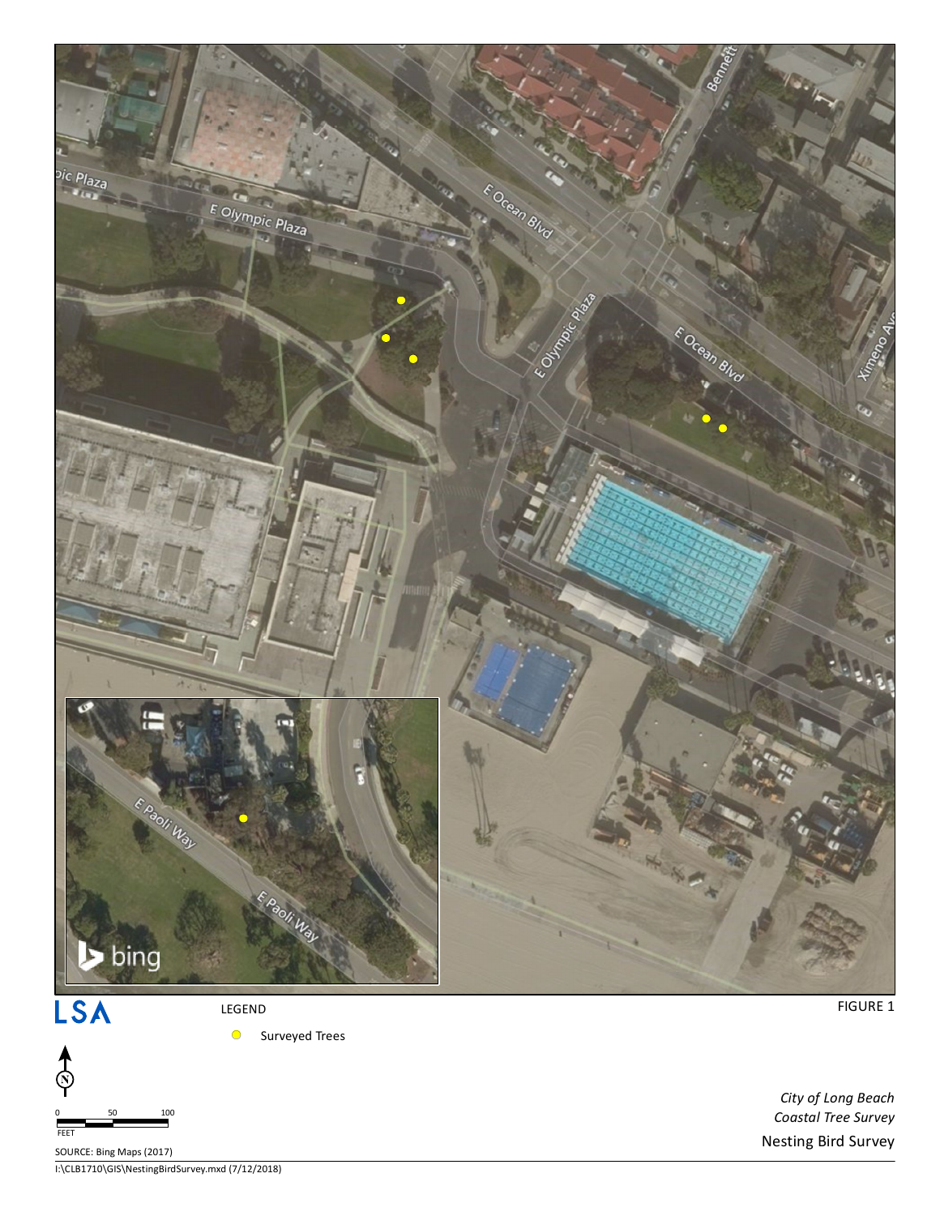FIGURE 1

LEGEND

Surveyed Trees

SOURCE: Bing Maps (2017)

I:\CLB1710\GIS\NestingBirdSurvey.mxd (7/12/2018)

0 50 100

FEET

LSA

*City of Long Beach*

*Coastal Tree Survey*

Nesting Bird Survey